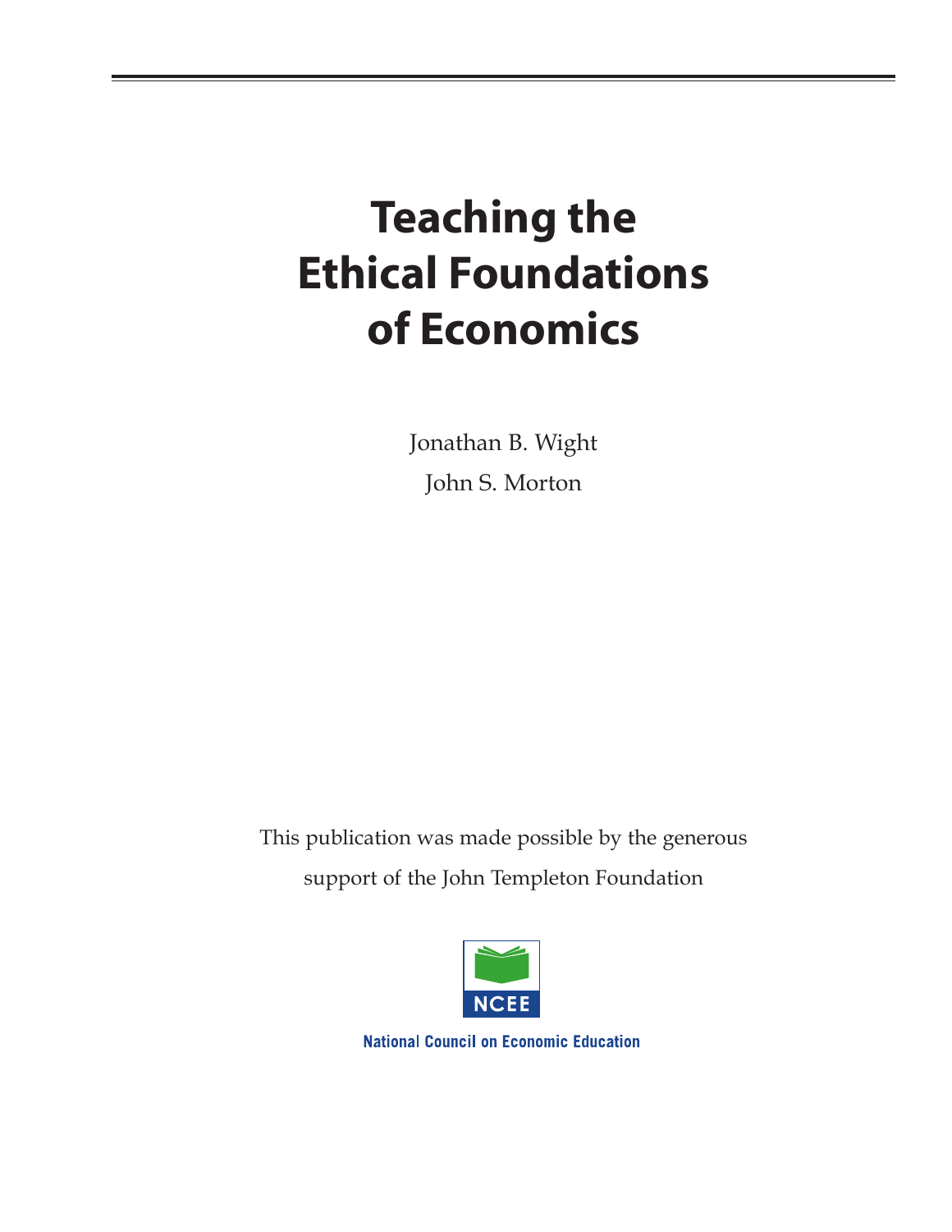# Teaching the Ethical Foundations of Economics

Jonathan B. Wight

John S. Morton

This publication was made possible by the generous support of the John Templeton Foundation

NCEE

National Council on Economic Education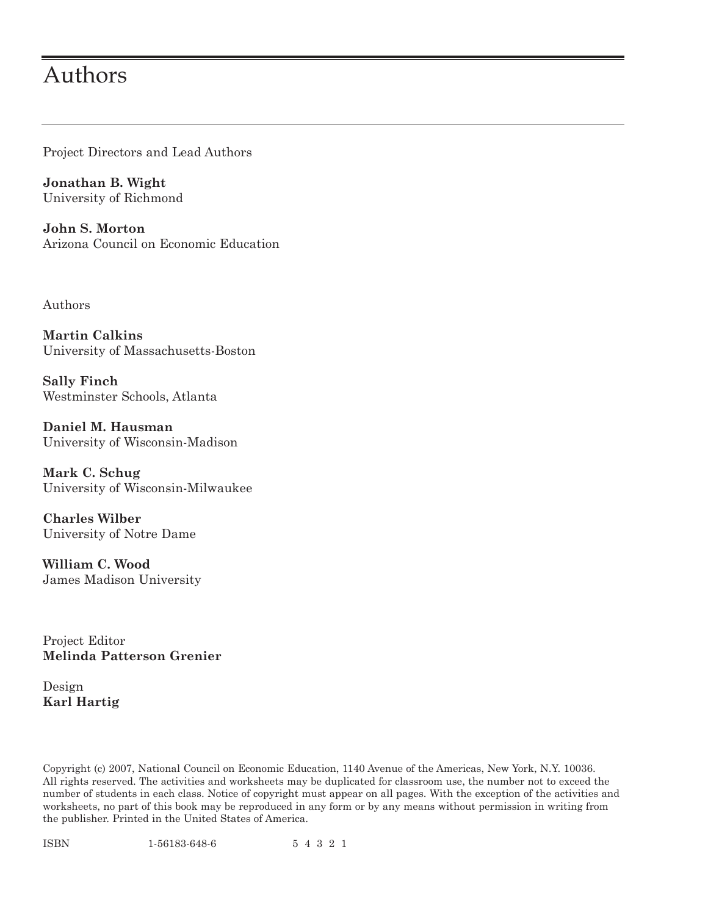# Authors

Project Directors and Lead Authors

**Jonathan B. Wight**
University of Richmond

**John S. Morton**
Arizona Council on Economic Education

Authors

**Martin Calkins**
University of Massachusetts-Boston

**Sally Finch**
Westminster Schools, Atlanta

**Daniel M. Hausman**
University of Wisconsin-Madison

**Mark C. Schug**
University of Wisconsin-Milwaukee

**Charles Wilber**
University of Notre Dame

**William C. Wood**
James Madison University

Project Editor
**Melinda Patterson Grenier**

Design
**Karl Hartig**

Copyright (c) 2007, National Council on Economic Education, 1140 Avenue of the Americas, New York, N.Y. 10036. All rights reserved. The activities and worksheets may be duplicated for classroom use, the number not to exceed the number of students in each class. Notice of copyright must appear on all pages. With the exception of the activities and worksheets, no part of this book may be reproduced in any form or by any means without permission in writing from the publisher. Printed in the United States of America.

ISBN 1-56183-648-6 5 4 3 2 1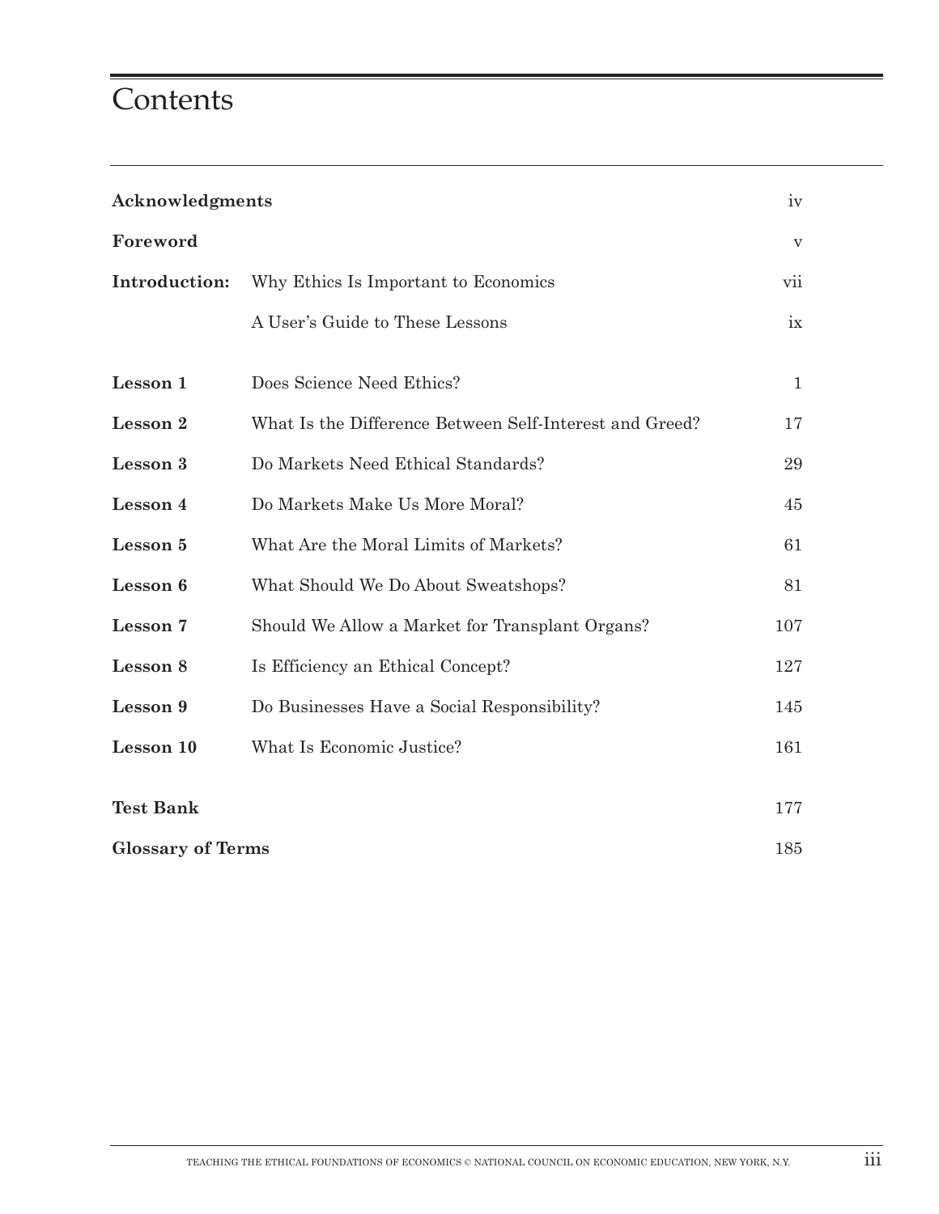# Contents

| | | |
|---|---|---|
| **Acknowledgments** | | iv |
| **Foreword** | | v |
| **Introduction:** | Why Ethics Is Important to Economics | vii |
| | A User's Guide to These Lessons | ix |
| **Lesson 1** | Does Science Need Ethics? | 1 |
| **Lesson 2** | What Is the Difference Between Self-Interest and Greed? | 17 |
| **Lesson 3** | Do Markets Need Ethical Standards? | 29 |
| **Lesson 4** | Do Markets Make Us More Moral? | 45 |
| **Lesson 5** | What Are the Moral Limits of Markets? | 61 |
| **Lesson 6** | What Should We Do About Sweatshops? | 81 |
| **Lesson 7** | Should We Allow a Market for Transplant Organs? | 107 |
| **Lesson 8** | Is Efficiency an Ethical Concept? | 127 |
| **Lesson 9** | Do Businesses Have a Social Responsibility? | 145 |
| **Lesson 10** | What Is Economic Justice? | 161 |
| **Test Bank** | | 177 |
| **Glossary of Terms** | | 185 |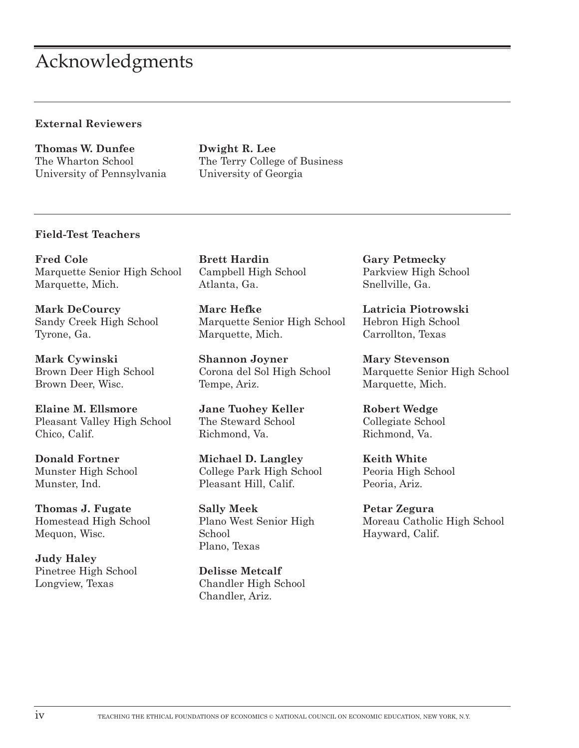# Acknowledgments

## External Reviewers

**Thomas W. Dunfee**
The Wharton School
University of Pennsylvania

**Dwight R. Lee**
The Terry College of Business
University of Georgia

## Field-Test Teachers

**Fred Cole**
Marquette Senior High School
Marquette, Mich.

**Mark DeCourcy**
Sandy Creek High School
Tyrone, Ga.

**Mark Cywinski**
Brown Deer High School
Brown Deer, Wisc.

**Elaine M. Ellsmore**
Pleasant Valley High School
Chico, Calif.

**Donald Fortner**
Munster High School
Munster, Ind.

**Thomas J. Fugate**
Homestead High School
Mequon, Wisc.

**Judy Haley**
Pinetree High School
Longview, Texas

**Brett Hardin**
Campbell High School
Atlanta, Ga.

**Marc Hefke**
Marquette Senior High School
Marquette, Mich.

**Shannon Joyner**
Corona del Sol High School
Tempe, Ariz.

**Jane Tuohey Keller**
The Steward School
Richmond, Va.

**Michael D. Langley**
College Park High School
Pleasant Hill, Calif.

**Sally Meek**
Plano West Senior High School
Plano, Texas

**Delisse Metcalf**
Chandler High School
Chandler, Ariz.

**Gary Petmecky**
Parkview High School
Snellville, Ga.

**Latricia Piotrowski**
Hebron High School
Carrollton, Texas

**Mary Stevenson**
Marquette Senior High School
Marquette, Mich.

**Robert Wedge**
Collegiate School
Richmond, Va.

**Keith White**
Peoria High School
Peoria, Ariz.

**Petar Zegura**
Moreau Catholic High School
Hayward, Calif.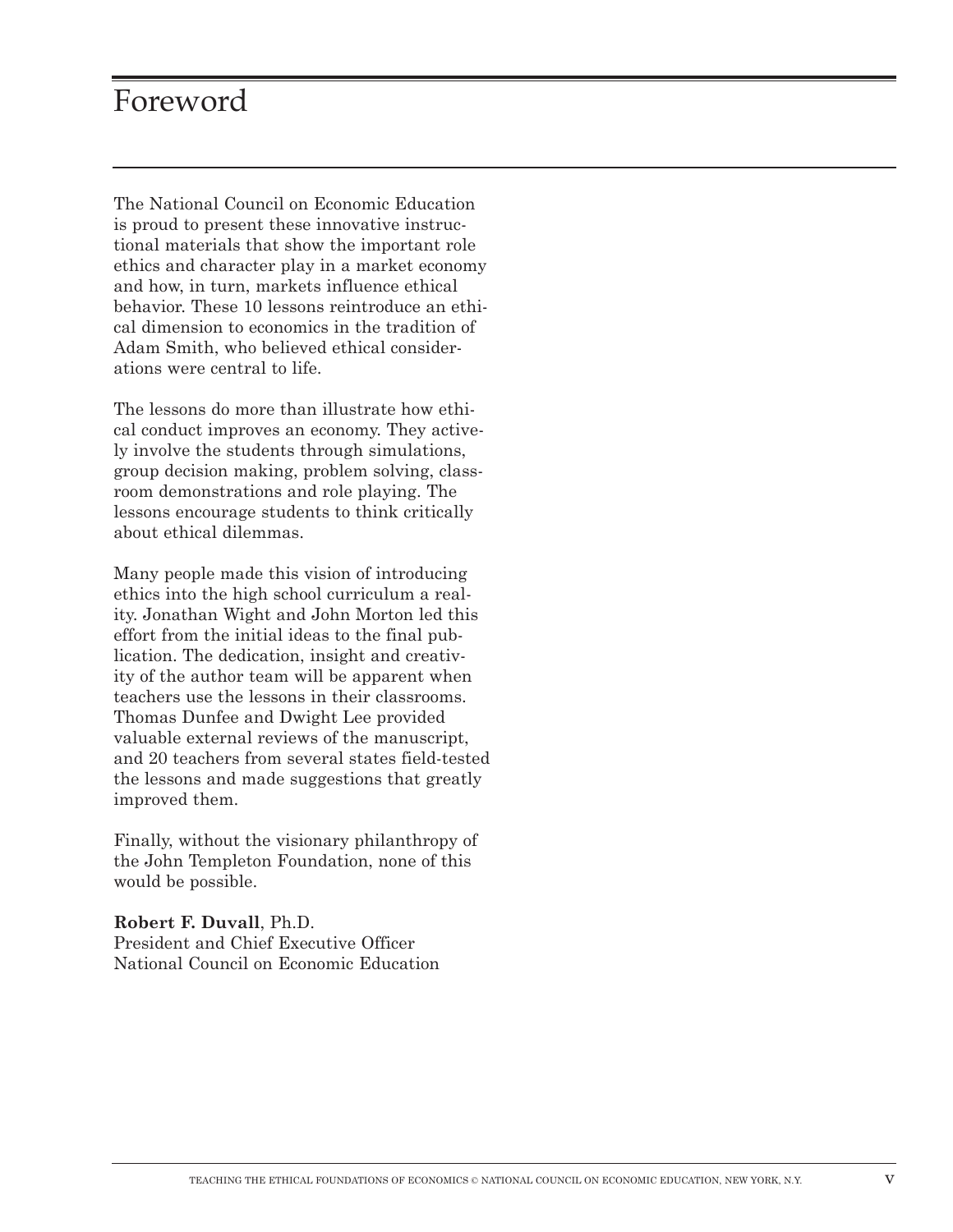# Foreword

The National Council on Economic Education is proud to present these innovative instructional materials that show the important role ethics and character play in a market economy and how, in turn, markets influence ethical behavior. These 10 lessons reintroduce an ethical dimension to economics in the tradition of Adam Smith, who believed ethical considerations were central to life.

The lessons do more than illustrate how ethical conduct improves an economy. They actively involve the students through simulations, group decision making, problem solving, classroom demonstrations and role playing. The lessons encourage students to think critically about ethical dilemmas.

Many people made this vision of introducing ethics into the high school curriculum a reality. Jonathan Wight and John Morton led this effort from the initial ideas to the final publication. The dedication, insight and creativity of the author team will be apparent when teachers use the lessons in their classrooms. Thomas Dunfee and Dwight Lee provided valuable external reviews of the manuscript, and 20 teachers from several states field-tested the lessons and made suggestions that greatly improved them.

Finally, without the visionary philanthropy of the John Templeton Foundation, none of this would be possible.

**Robert F. Duvall**, Ph.D.
President and Chief Executive Officer
National Council on Economic Education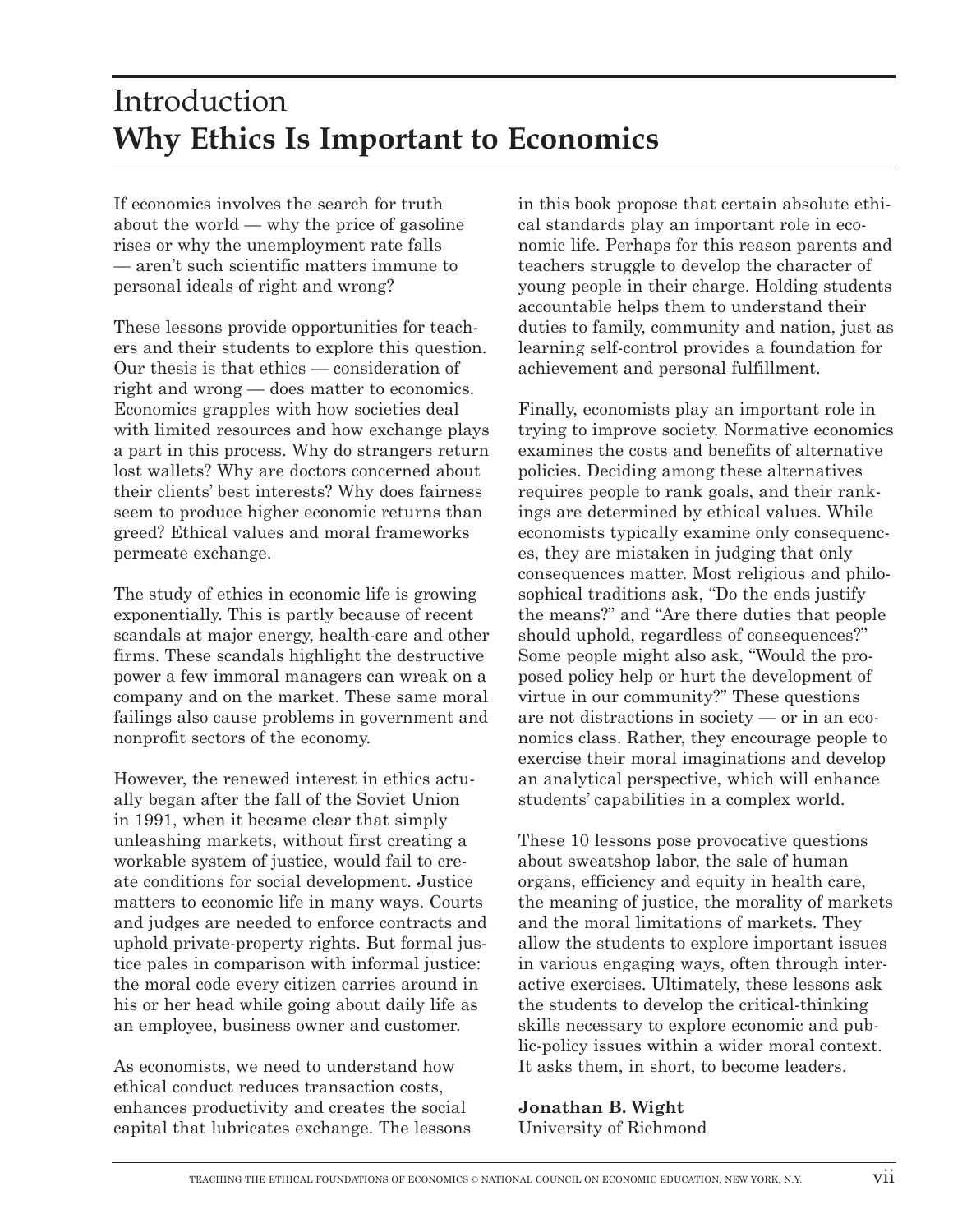# Introduction
# **Why Ethics Is Important to Economics**

If economics involves the search for truth about the world — why the price of gasoline rises or why the unemployment rate falls — aren't such scientific matters immune to personal ideals of right and wrong?

These lessons provide opportunities for teachers and their students to explore this question. Our thesis is that ethics — consideration of right and wrong — does matter to economics. Economics grapples with how societies deal with limited resources and how exchange plays a part in this process. Why do strangers return lost wallets? Why are doctors concerned about their clients' best interests? Why does fairness seem to produce higher economic returns than greed? Ethical values and moral frameworks permeate exchange.

The study of ethics in economic life is growing exponentially. This is partly because of recent scandals at major energy, health-care and other firms. These scandals highlight the destructive power a few immoral managers can wreak on a company and on the market. These same moral failings also cause problems in government and nonprofit sectors of the economy.

However, the renewed interest in ethics actually began after the fall of the Soviet Union in 1991, when it became clear that simply unleashing markets, without first creating a workable system of justice, would fail to create conditions for social development. Justice matters to economic life in many ways. Courts and judges are needed to enforce contracts and uphold private-property rights. But formal justice pales in comparison with informal justice: the moral code every citizen carries around in his or her head while going about daily life as an employee, business owner and customer.

As economists, we need to understand how ethical conduct reduces transaction costs, enhances productivity and creates the social capital that lubricates exchange. The lessons in this book propose that certain absolute ethical standards play an important role in economic life. Perhaps for this reason parents and teachers struggle to develop the character of young people in their charge. Holding students accountable helps them to understand their duties to family, community and nation, just as learning self-control provides a foundation for achievement and personal fulfillment.

Finally, economists play an important role in trying to improve society. Normative economics examines the costs and benefits of alternative policies. Deciding among these alternatives requires people to rank goals, and their rankings are determined by ethical values. While economists typically examine only consequences, they are mistaken in judging that only consequences matter. Most religious and philosophical traditions ask, "Do the ends justify the means?" and "Are there duties that people should uphold, regardless of consequences?" Some people might also ask, "Would the proposed policy help or hurt the development of virtue in our community?" These questions are not distractions in society — or in an economics class. Rather, they encourage people to exercise their moral imaginations and develop an analytical perspective, which will enhance students' capabilities in a complex world.

These 10 lessons pose provocative questions about sweatshop labor, the sale of human organs, efficiency and equity in health care, the meaning of justice, the morality of markets and the moral limitations of markets. They allow the students to explore important issues in various engaging ways, often through interactive exercises. Ultimately, these lessons ask the students to develop the critical-thinking skills necessary to explore economic and public-policy issues within a wider moral context. It asks them, in short, to become leaders.

**Jonathan B. Wight**
University of Richmond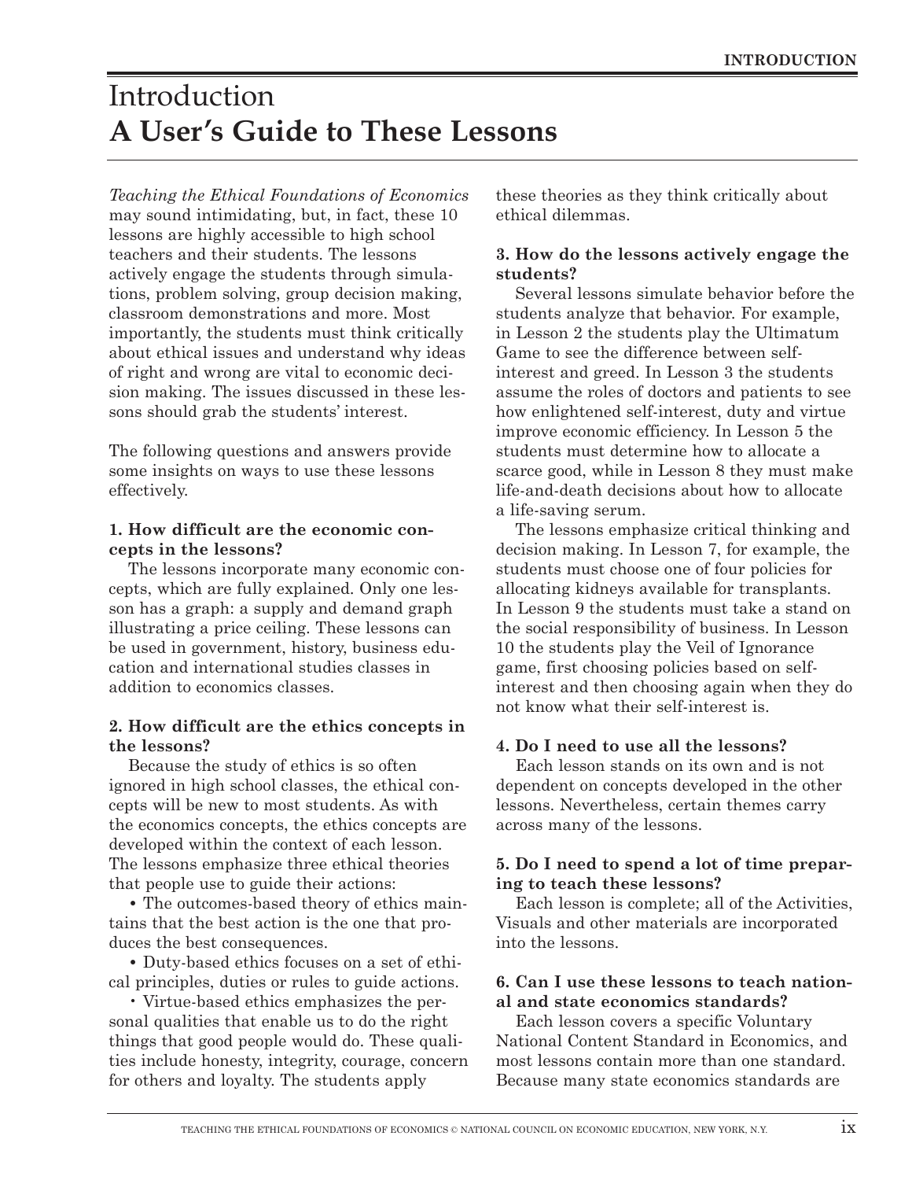# Introduction
# A User's Guide to These Lessons

*Teaching the Ethical Foundations of Economics* may sound intimidating, but, in fact, these 10 lessons are highly accessible to high school teachers and their students. The lessons actively engage the students through simulations, problem solving, group decision making, classroom demonstrations and more. Most importantly, the students must think critically about ethical issues and understand why ideas of right and wrong are vital to economic decision making. The issues discussed in these lessons should grab the students' interest.

The following questions and answers provide some insights on ways to use these lessons effectively.

**1. How difficult are the economic concepts in the lessons?**

The lessons incorporate many economic concepts, which are fully explained. Only one lesson has a graph: a supply and demand graph illustrating a price ceiling. These lessons can be used in government, history, business education and international studies classes in addition to economics classes.

**2. How difficult are the ethics concepts in the lessons?**

Because the study of ethics is so often ignored in high school classes, the ethical concepts will be new to most students. As with the economics concepts, the ethics concepts are developed within the context of each lesson. The lessons emphasize three ethical theories that people use to guide their actions:

- The outcomes-based theory of ethics maintains that the best action is the one that produces the best consequences.
- Duty-based ethics focuses on a set of ethical principles, duties or rules to guide actions.
- Virtue-based ethics emphasizes the personal qualities that enable us to do the right things that good people would do. These qualities include honesty, integrity, courage, concern for others and loyalty. The students apply these theories as they think critically about ethical dilemmas.

**3. How do the lessons actively engage the students?**

Several lessons simulate behavior before the students analyze that behavior. For example, in Lesson 2 the students play the Ultimatum Game to see the difference between self-interest and greed. In Lesson 3 the students assume the roles of doctors and patients to see how enlightened self-interest, duty and virtue improve economic efficiency. In Lesson 5 the students must determine how to allocate a scarce good, while in Lesson 8 they must make life-and-death decisions about how to allocate a life-saving serum.

The lessons emphasize critical thinking and decision making. In Lesson 7, for example, the students must choose one of four policies for allocating kidneys available for transplants. In Lesson 9 the students must take a stand on the social responsibility of business. In Lesson 10 the students play the Veil of Ignorance game, first choosing policies based on self-interest and then choosing again when they do not know what their self-interest is.

**4. Do I need to use all the lessons?**

Each lesson stands on its own and is not dependent on concepts developed in the other lessons. Nevertheless, certain themes carry across many of the lessons.

**5. Do I need to spend a lot of time preparing to teach these lessons?**

Each lesson is complete; all of the Activities, Visuals and other materials are incorporated into the lessons.

**6. Can I use these lessons to teach national and state economics standards?**

Each lesson covers a specific Voluntary National Content Standard in Economics, and most lessons contain more than one standard. Because many state economics standards are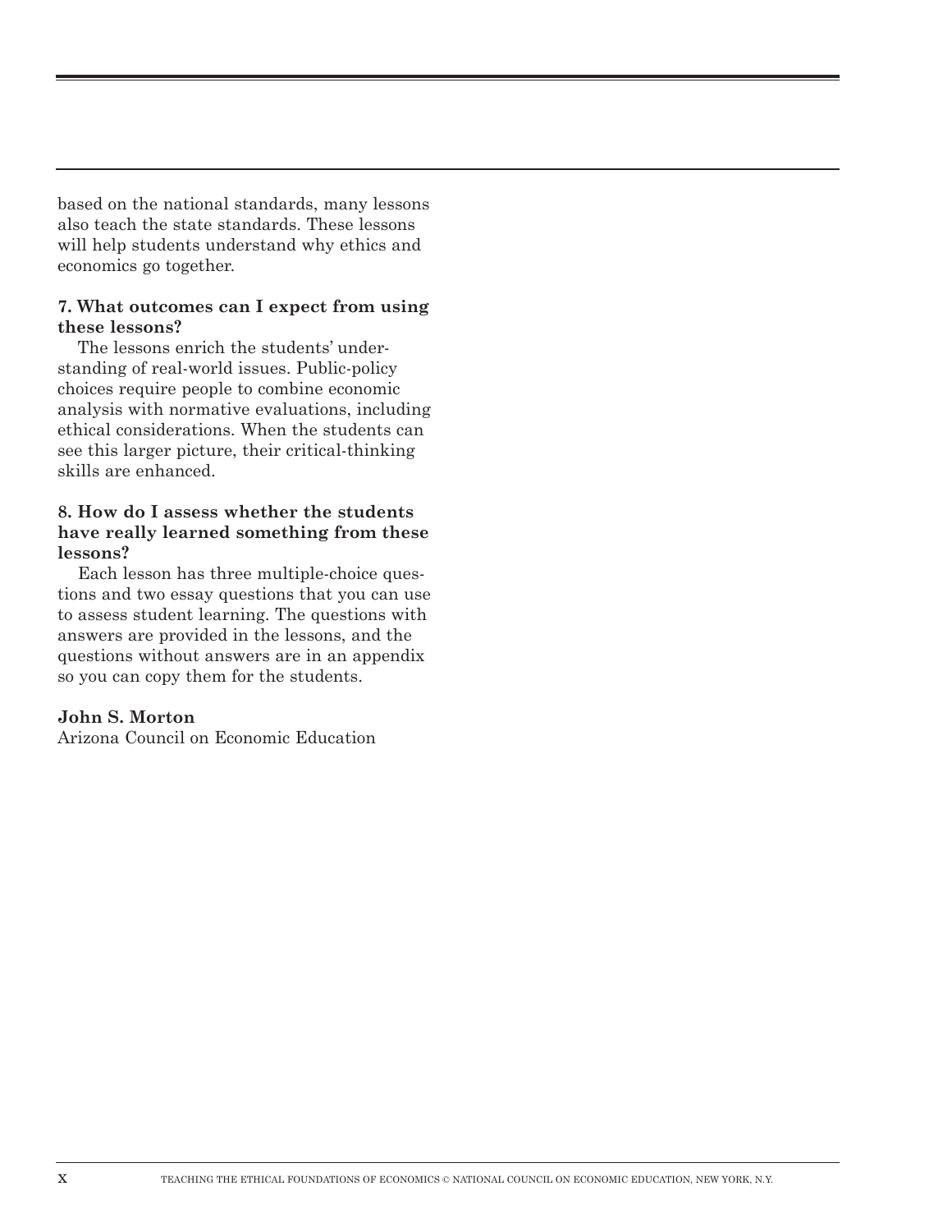based on the national standards, many lessons also teach the state standards. These lessons will help students understand why ethics and economics go together.

**7. What outcomes can I expect from using these lessons?**

The lessons enrich the students' understanding of real-world issues. Public-policy choices require people to combine economic analysis with normative evaluations, including ethical considerations. When the students can see this larger picture, their critical-thinking skills are enhanced.

**8. How do I assess whether the students have really learned something from these lessons?**

Each lesson has three multiple-choice questions and two essay questions that you can use to assess student learning. The questions with answers are provided in the lessons, and the questions without answers are in an appendix so you can copy them for the students.

**John S. Morton**
Arizona Council on Economic Education